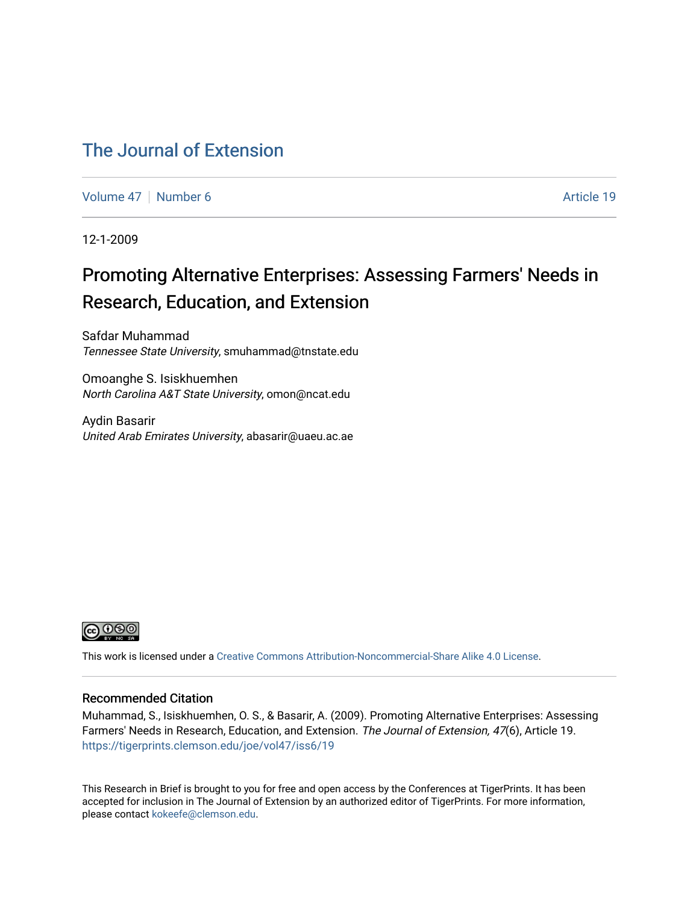# The Journal of Extension

Volume 47 | Number 6 | Article 19

12-1-2009

## Promoting Alternative Enterprises: Assessing Farmers' Needs in Research, Education, and Extension

Safdar Muhammad
*Tennessee State University*, smuhammad@tnstate.edu

Omoanghe S. Isiskhuemhen
*North Carolina A&T State University*, omon@ncat.edu

Aydin Basarir
*United Arab Emirates University*, abasarir@uaeu.ac.ae

This work is licensed under a Creative Commons Attribution-Noncommercial-Share Alike 4.0 License.

### Recommended Citation

Muhammad, S., Isiskhuemhen, O. S., & Basarir, A. (2009). Promoting Alternative Enterprises: Assessing Farmers' Needs in Research, Education, and Extension. *The Journal of Extension, 47*(6), Article 19. https://tigerprints.clemson.edu/joe/vol47/iss6/19

This Research in Brief is brought to you for free and open access by the Conferences at TigerPrints. It has been accepted for inclusion in The Journal of Extension by an authorized editor of TigerPrints. For more information, please contact kokeefe@clemson.edu.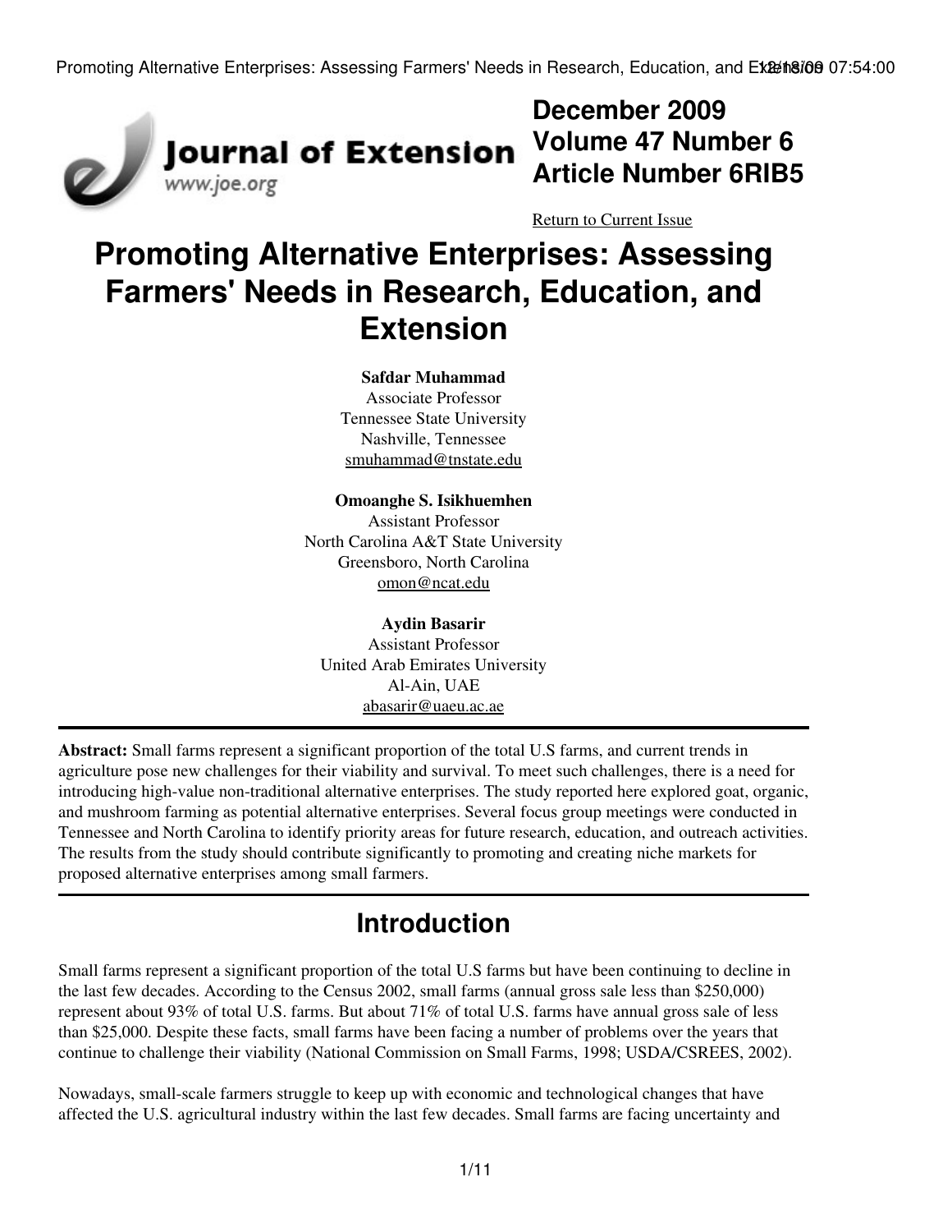December 2009
Volume 47 Number 6
Article Number 6RIB5

Return to Current Issue

# Promoting Alternative Enterprises: Assessing Farmers' Needs in Research, Education, and Extension

**Safdar Muhammad**
Associate Professor
Tennessee State University
Nashville, Tennessee
smuhammad@tnstate.edu

**Omoanghe S. Isikhuemhen**
Assistant Professor
North Carolina A&T State University
Greensboro, North Carolina
omon@ncat.edu

**Aydin Basarir**
Assistant Professor
United Arab Emirates University
Al-Ain, UAE
abasarir@uaeu.ac.ae

---

**Abstract:** Small farms represent a significant proportion of the total U.S farms, and current trends in agriculture pose new challenges for their viability and survival. To meet such challenges, there is a need for introducing high-value non-traditional alternative enterprises. The study reported here explored goat, organic, and mushroom farming as potential alternative enterprises. Several focus group meetings were conducted in Tennessee and North Carolina to identify priority areas for future research, education, and outreach activities. The results from the study should contribute significantly to promoting and creating niche markets for proposed alternative enterprises among small farmers.

---

## Introduction

Small farms represent a significant proportion of the total U.S farms but have been continuing to decline in the last few decades. According to the Census 2002, small farms (annual gross sale less than $250,000) represent about 93% of total U.S. farms. But about 71% of total U.S. farms have annual gross sale of less than $25,000. Despite these facts, small farms have been facing a number of problems over the years that continue to challenge their viability (National Commission on Small Farms, 1998; USDA/CSREES, 2002).

Nowadays, small-scale farmers struggle to keep up with economic and technological changes that have affected the U.S. agricultural industry within the last few decades. Small farms are facing uncertainty and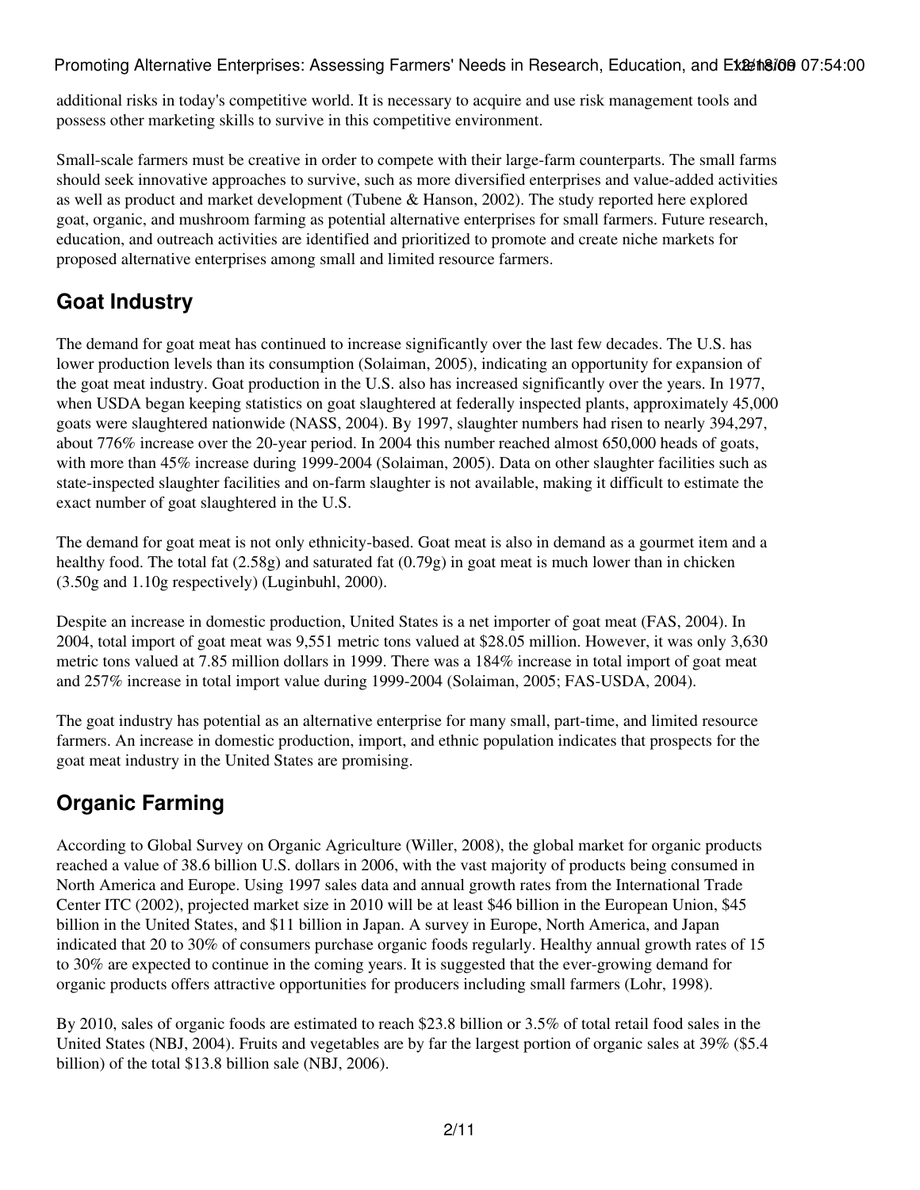additional risks in today's competitive world. It is necessary to acquire and use risk management tools and possess other marketing skills to survive in this competitive environment.

Small-scale farmers must be creative in order to compete with their large-farm counterparts. The small farms should seek innovative approaches to survive, such as more diversified enterprises and value-added activities as well as product and market development (Tubene & Hanson, 2002). The study reported here explored goat, organic, and mushroom farming as potential alternative enterprises for small farmers. Future research, education, and outreach activities are identified and prioritized to promote and create niche markets for proposed alternative enterprises among small and limited resource farmers.

## Goat Industry

The demand for goat meat has continued to increase significantly over the last few decades. The U.S. has lower production levels than its consumption (Solaiman, 2005), indicating an opportunity for expansion of the goat meat industry. Goat production in the U.S. also has increased significantly over the years. In 1977, when USDA began keeping statistics on goat slaughtered at federally inspected plants, approximately 45,000 goats were slaughtered nationwide (NASS, 2004). By 1997, slaughter numbers had risen to nearly 394,297, about 776% increase over the 20-year period. In 2004 this number reached almost 650,000 heads of goats, with more than 45% increase during 1999-2004 (Solaiman, 2005). Data on other slaughter facilities such as state-inspected slaughter facilities and on-farm slaughter is not available, making it difficult to estimate the exact number of goat slaughtered in the U.S.

The demand for goat meat is not only ethnicity-based. Goat meat is also in demand as a gourmet item and a healthy food. The total fat (2.58g) and saturated fat (0.79g) in goat meat is much lower than in chicken (3.50g and 1.10g respectively) (Luginbuhl, 2000).

Despite an increase in domestic production, United States is a net importer of goat meat (FAS, 2004). In 2004, total import of goat meat was 9,551 metric tons valued at $28.05 million. However, it was only 3,630 metric tons valued at 7.85 million dollars in 1999. There was a 184% increase in total import of goat meat and 257% increase in total import value during 1999-2004 (Solaiman, 2005; FAS-USDA, 2004).

The goat industry has potential as an alternative enterprise for many small, part-time, and limited resource farmers. An increase in domestic production, import, and ethnic population indicates that prospects for the goat meat industry in the United States are promising.

## Organic Farming

According to Global Survey on Organic Agriculture (Willer, 2008), the global market for organic products reached a value of 38.6 billion U.S. dollars in 2006, with the vast majority of products being consumed in North America and Europe. Using 1997 sales data and annual growth rates from the International Trade Center ITC (2002), projected market size in 2010 will be at least $46 billion in the European Union, $45 billion in the United States, and $11 billion in Japan. A survey in Europe, North America, and Japan indicated that 20 to 30% of consumers purchase organic foods regularly. Healthy annual growth rates of 15 to 30% are expected to continue in the coming years. It is suggested that the ever-growing demand for organic products offers attractive opportunities for producers including small farmers (Lohr, 1998).

By 2010, sales of organic foods are estimated to reach $23.8 billion or 3.5% of total retail food sales in the United States (NBJ, 2004). Fruits and vegetables are by far the largest portion of organic sales at 39% ($5.4 billion) of the total $13.8 billion sale (NBJ, 2006).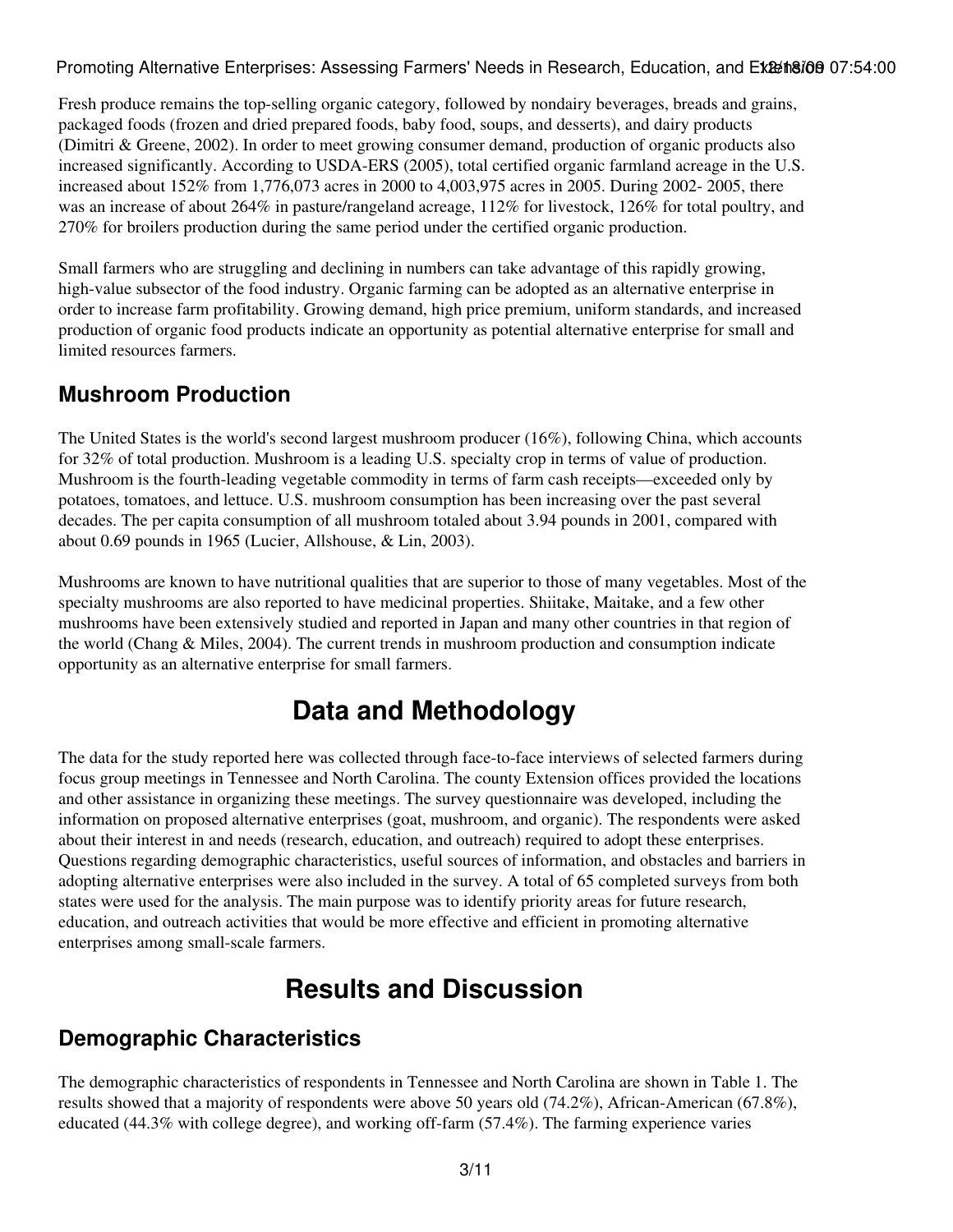Fresh produce remains the top-selling organic category, followed by nondairy beverages, breads and grains, packaged foods (frozen and dried prepared foods, baby food, soups, and desserts), and dairy products (Dimitri & Greene, 2002). In order to meet growing consumer demand, production of organic products also increased significantly. According to USDA-ERS (2005), total certified organic farmland acreage in the U.S. increased about 152% from 1,776,073 acres in 2000 to 4,003,975 acres in 2005. During 2002- 2005, there was an increase of about 264% in pasture/rangeland acreage, 112% for livestock, 126% for total poultry, and 270% for broilers production during the same period under the certified organic production.

Small farmers who are struggling and declining in numbers can take advantage of this rapidly growing, high-value subsector of the food industry. Organic farming can be adopted as an alternative enterprise in order to increase farm profitability. Growing demand, high price premium, uniform standards, and increased production of organic food products indicate an opportunity as potential alternative enterprise for small and limited resources farmers.

### Mushroom Production

The United States is the world's second largest mushroom producer (16%), following China, which accounts for 32% of total production. Mushroom is a leading U.S. specialty crop in terms of value of production. Mushroom is the fourth-leading vegetable commodity in terms of farm cash receipts—exceeded only by potatoes, tomatoes, and lettuce. U.S. mushroom consumption has been increasing over the past several decades. The per capita consumption of all mushroom totaled about 3.94 pounds in 2001, compared with about 0.69 pounds in 1965 (Lucier, Allshouse, & Lin, 2003).

Mushrooms are known to have nutritional qualities that are superior to those of many vegetables. Most of the specialty mushrooms are also reported to have medicinal properties. Shiitake, Maitake, and a few other mushrooms have been extensively studied and reported in Japan and many other countries in that region of the world (Chang & Miles, 2004). The current trends in mushroom production and consumption indicate opportunity as an alternative enterprise for small farmers.

## Data and Methodology

The data for the study reported here was collected through face-to-face interviews of selected farmers during focus group meetings in Tennessee and North Carolina. The county Extension offices provided the locations and other assistance in organizing these meetings. The survey questionnaire was developed, including the information on proposed alternative enterprises (goat, mushroom, and organic). The respondents were asked about their interest in and needs (research, education, and outreach) required to adopt these enterprises. Questions regarding demographic characteristics, useful sources of information, and obstacles and barriers in adopting alternative enterprises were also included in the survey. A total of 65 completed surveys from both states were used for the analysis. The main purpose was to identify priority areas for future research, education, and outreach activities that would be more effective and efficient in promoting alternative enterprises among small-scale farmers.

## Results and Discussion

### Demographic Characteristics

The demographic characteristics of respondents in Tennessee and North Carolina are shown in Table 1. The results showed that a majority of respondents were above 50 years old (74.2%), African-American (67.8%), educated (44.3% with college degree), and working off-farm (57.4%). The farming experience varies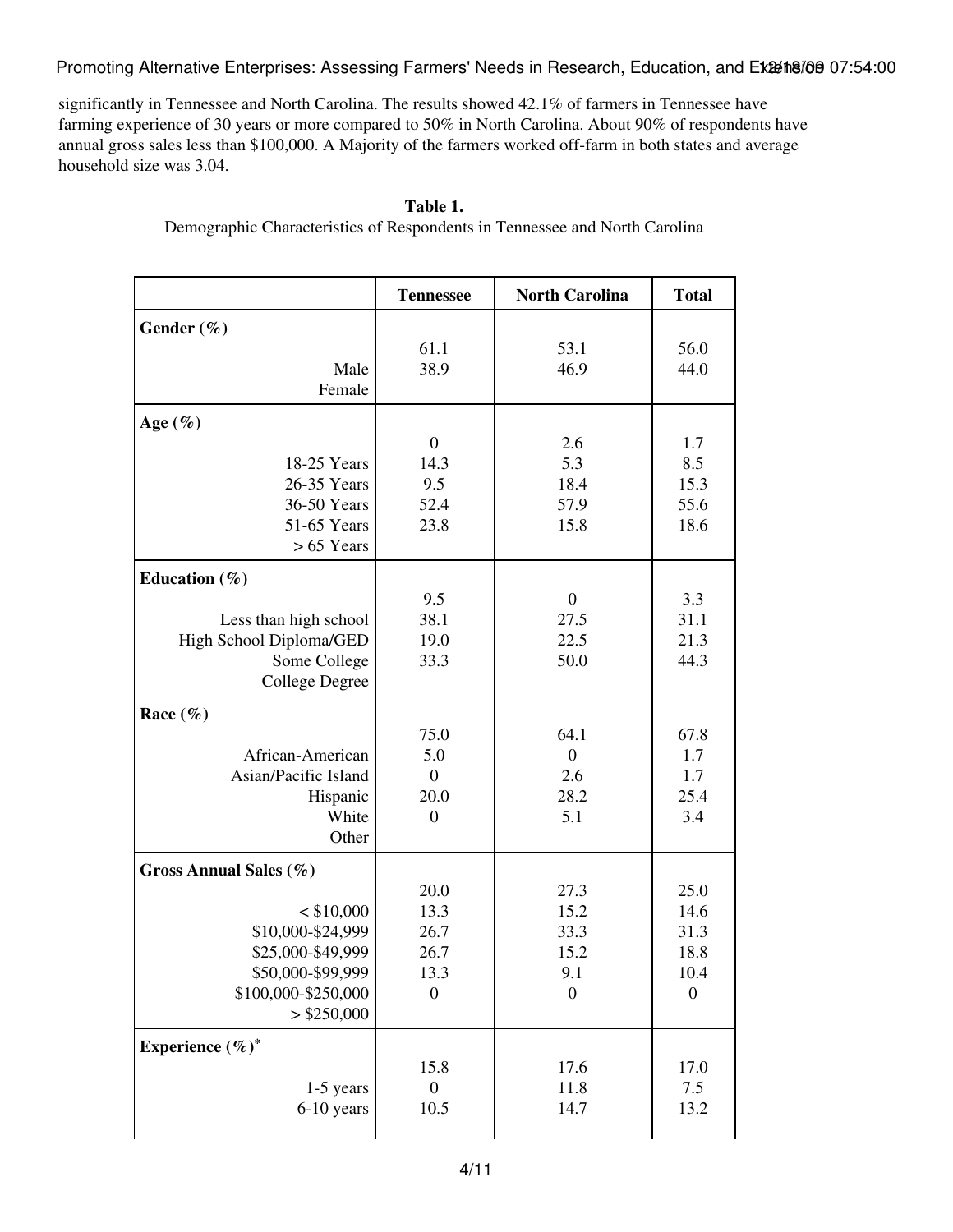significantly in Tennessee and North Carolina. The results showed 42.1% of farmers in Tennessee have farming experience of 30 years or more compared to 50% in North Carolina. About 90% of respondents have annual gross sales less than $100,000. A Majority of the farmers worked off-farm in both states and average household size was 3.04.

**Table 1.**
Demographic Characteristics of Respondents in Tennessee and North Carolina

| | Tennessee | North Carolina | Total |
|---|---|---|---|
| **Gender (%)** | | | |
| Male | 61.1 | 53.1 | 56.0 |
| Female | 38.9 | 46.9 | 44.0 |
| **Age (%)** | | | |
| 18-25 Years | 0 | 2.6 | 1.7 |
| 26-35 Years | 14.3 | 5.3 | 8.5 |
| 36-50 Years | 9.5 | 18.4 | 15.3 |
| 51-65 Years | 52.4 | 57.9 | 55.6 |
| > 65 Years | 23.8 | 15.8 | 18.6 |
| **Education (%)** | | | |
| Less than high school | 9.5 | 0 | 3.3 |
| High School Diploma/GED | 38.1 | 27.5 | 31.1 |
| Some College | 19.0 | 22.5 | 21.3 |
| College Degree | 33.3 | 50.0 | 44.3 |
| **Race (%)** | | | |
| African-American | 75.0 | 64.1 | 67.8 |
| Asian/Pacific Island | 5.0 | 0 | 1.7 |
| Hispanic | 0 | 2.6 | 1.7 |
| White | 20.0 | 28.2 | 25.4 |
| Other | 0 | 5.1 | 3.4 |
| **Gross Annual Sales (%)** | | | |
| < $10,000 | 20.0 | 27.3 | 25.0 |
| $10,000-$24,999 | 13.3 | 15.2 | 14.6 |
| $25,000-$49,999 | 26.7 | 33.3 | 31.3 |
| $50,000-$99,999 | 26.7 | 15.2 | 18.8 |
| $100,000-$250,000 | 13.3 | 9.1 | 10.4 |
| > $250,000 | 0 | 0 | 0 |
| **Experience (%)*** | | | |
| 1-5 years | 15.8 | 17.6 | 17.0 |
| 6-10 years | 0 | 11.8 | 7.5 |
| | 10.5 | 14.7 | 13.2 |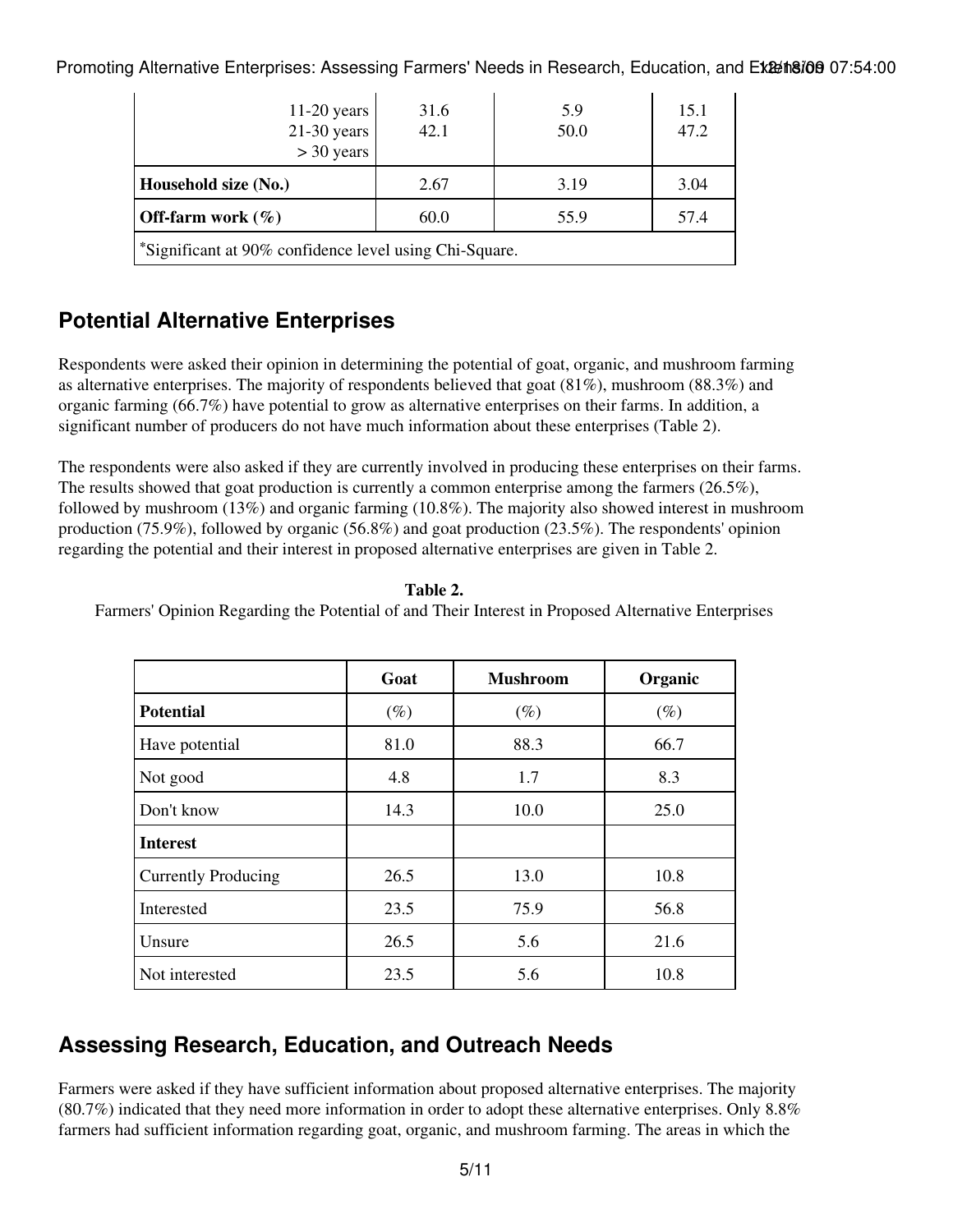| | | | |
|---|---|---|---|
| 11-20 years | 31.6 | 5.9 | 15.1 |
| 21-30 years | 42.1 | 50.0 | 47.2 |
| > 30 years | | | |
| **Household size (No.)** | 2.67 | 3.19 | 3.04 |
| **Off-farm work (%)** | 60.0 | 55.9 | 57.4 |
| *Significant at 90% confidence level using Chi-Square. | | | |

## Potential Alternative Enterprises

Respondents were asked their opinion in determining the potential of goat, organic, and mushroom farming as alternative enterprises. The majority of respondents believed that goat (81%), mushroom (88.3%) and organic farming (66.7%) have potential to grow as alternative enterprises on their farms. In addition, a significant number of producers do not have much information about these enterprises (Table 2).

The respondents were also asked if they are currently involved in producing these enterprises on their farms. The results showed that goat production is currently a common enterprise among the farmers (26.5%), followed by mushroom (13%) and organic farming (10.8%). The majority also showed interest in mushroom production (75.9%), followed by organic (56.8%) and goat production (23.5%). The respondents' opinion regarding the potential and their interest in proposed alternative enterprises are given in Table 2.

**Table 2.**
Farmers' Opinion Regarding the Potential of and Their Interest in Proposed Alternative Enterprises

| | Goat | Mushroom | Organic |
|---|---|---|---|
| **Potential** | (%) | (%) | (%) |
| Have potential | 81.0 | 88.3 | 66.7 |
| Not good | 4.8 | 1.7 | 8.3 |
| Don't know | 14.3 | 10.0 | 25.0 |
| **Interest** | | | |
| Currently Producing | 26.5 | 13.0 | 10.8 |
| Interested | 23.5 | 75.9 | 56.8 |
| Unsure | 26.5 | 5.6 | 21.6 |
| Not interested | 23.5 | 5.6 | 10.8 |

## Assessing Research, Education, and Outreach Needs

Farmers were asked if they have sufficient information about proposed alternative enterprises. The majority (80.7%) indicated that they need more information in order to adopt these alternative enterprises. Only 8.8% farmers had sufficient information regarding goat, organic, and mushroom farming. The areas in which the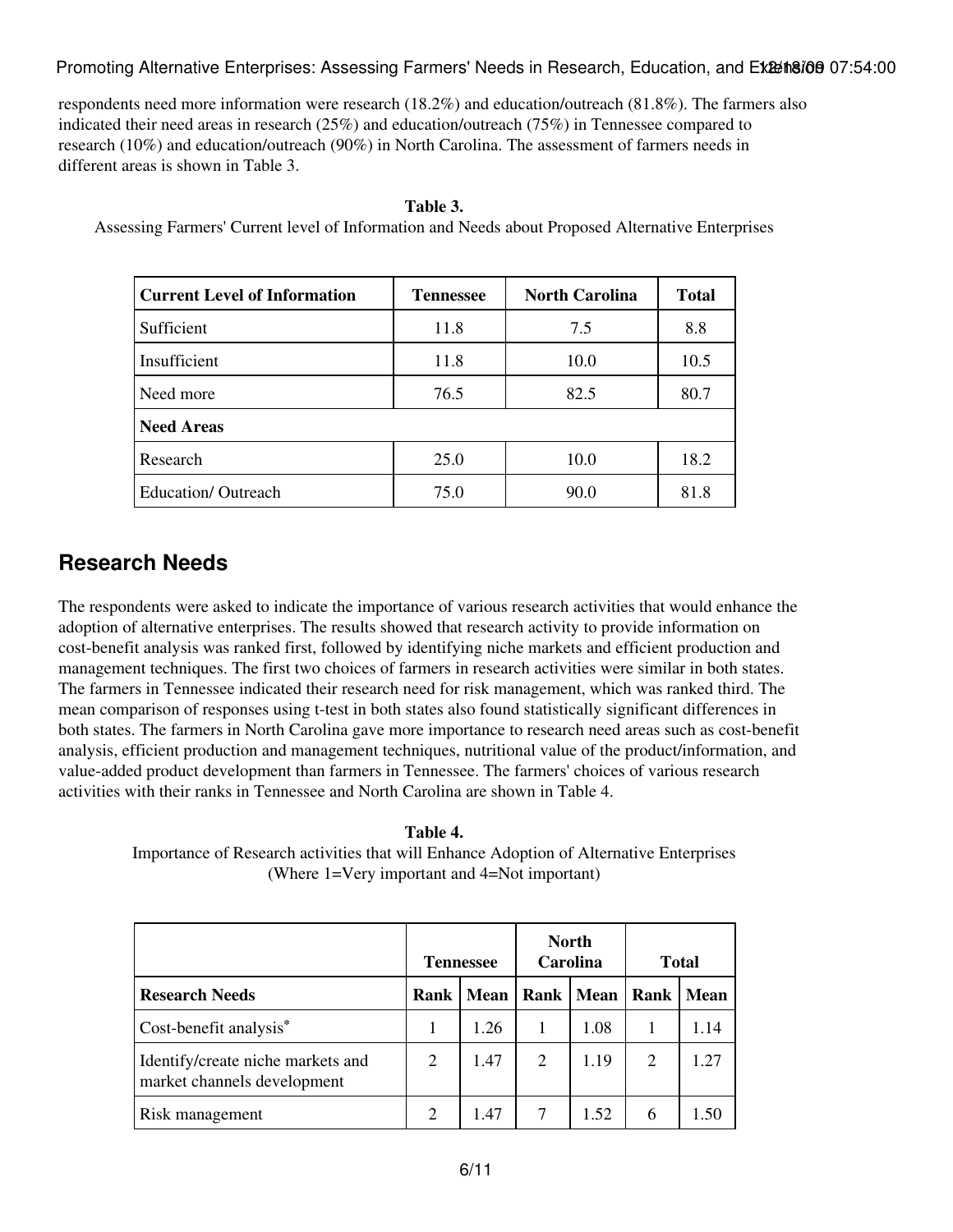respondents need more information were research (18.2%) and education/outreach (81.8%). The farmers also indicated their need areas in research (25%) and education/outreach (75%) in Tennessee compared to research (10%) and education/outreach (90%) in North Carolina. The assessment of farmers needs in different areas is shown in Table 3.

**Table 3.**
Assessing Farmers' Current level of Information and Needs about Proposed Alternative Enterprises

| Current Level of Information | Tennessee | North Carolina | Total |
|---|---|---|---|
| Sufficient | 11.8 | 7.5 | 8.8 |
| Insufficient | 11.8 | 10.0 | 10.5 |
| Need more | 76.5 | 82.5 | 80.7 |
| **Need Areas** | | | |
| Research | 25.0 | 10.0 | 18.2 |
| Education/ Outreach | 75.0 | 90.0 | 81.8 |

## Research Needs

The respondents were asked to indicate the importance of various research activities that would enhance the adoption of alternative enterprises. The results showed that research activity to provide information on cost-benefit analysis was ranked first, followed by identifying niche markets and efficient production and management techniques. The first two choices of farmers in research activities were similar in both states. The farmers in Tennessee indicated their research need for risk management, which was ranked third. The mean comparison of responses using t-test in both states also found statistically significant differences in both states. The farmers in North Carolina gave more importance to research need areas such as cost-benefit analysis, efficient production and management techniques, nutritional value of the product/information, and value-added product development than farmers in Tennessee. The farmers' choices of various research activities with their ranks in Tennessee and North Carolina are shown in Table 4.

**Table 4.**
Importance of Research activities that will Enhance Adoption of Alternative Enterprises
(Where 1=Very important and 4=Not important)

| | Tennessee | | North Carolina | | Total | |
|---|---|---|---|---|---|---|
| **Research Needs** | **Rank** | **Mean** | **Rank** | **Mean** | **Rank** | **Mean** |
| Cost-benefit analysis* | 1 | 1.26 | 1 | 1.08 | 1 | 1.14 |
| Identify/create niche markets and market channels development | 2 | 1.47 | 2 | 1.19 | 2 | 1.27 |
| Risk management | 2 | 1.47 | 7 | 1.52 | 6 | 1.50 |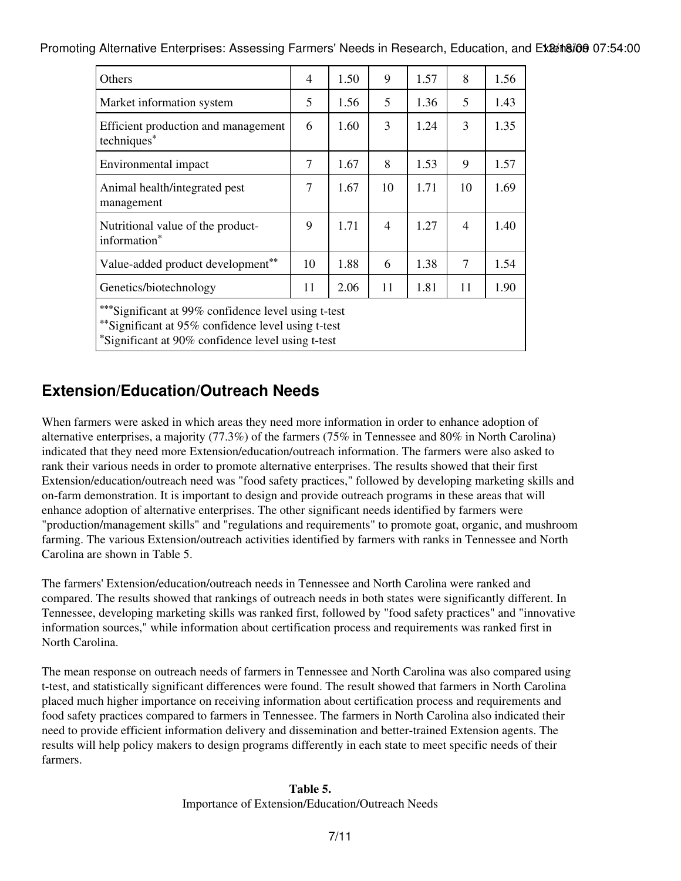| Others | 4 | 1.50 | 9 | 1.57 | 8 | 1.56 |
|---|---|---|---|---|---|---|
| Market information system | 5 | 1.56 | 5 | 1.36 | 5 | 1.43 |
| Efficient production and management techniques* | 6 | 1.60 | 3 | 1.24 | 3 | 1.35 |
| Environmental impact | 7 | 1.67 | 8 | 1.53 | 9 | 1.57 |
| Animal health/integrated pest management | 7 | 1.67 | 10 | 1.71 | 10 | 1.69 |
| Nutritional value of the product-information* | 9 | 1.71 | 4 | 1.27 | 4 | 1.40 |
| Value-added product development** | 10 | 1.88 | 6 | 1.38 | 7 | 1.54 |
| Genetics/biotechnology | 11 | 2.06 | 11 | 1.81 | 11 | 1.90 |
| ***Significant at 99% confidence level using t-test<br>**Significant at 95% confidence level using t-test<br>*Significant at 90% confidence level using t-test | | | | | | |

## Extension/Education/Outreach Needs

When farmers were asked in which areas they need more information in order to enhance adoption of alternative enterprises, a majority (77.3%) of the farmers (75% in Tennessee and 80% in North Carolina) indicated that they need more Extension/education/outreach information. The farmers were also asked to rank their various needs in order to promote alternative enterprises. The results showed that their first Extension/education/outreach need was "food safety practices," followed by developing marketing skills and on-farm demonstration. It is important to design and provide outreach programs in these areas that will enhance adoption of alternative enterprises. The other significant needs identified by farmers were "production/management skills" and "regulations and requirements" to promote goat, organic, and mushroom farming. The various Extension/outreach activities identified by farmers with ranks in Tennessee and North Carolina are shown in Table 5.

The farmers' Extension/education/outreach needs in Tennessee and North Carolina were ranked and compared. The results showed that rankings of outreach needs in both states were significantly different. In Tennessee, developing marketing skills was ranked first, followed by "food safety practices" and "innovative information sources," while information about certification process and requirements was ranked first in North Carolina.

The mean response on outreach needs of farmers in Tennessee and North Carolina was also compared using t-test, and statistically significant differences were found. The result showed that farmers in North Carolina placed much higher importance on receiving information about certification process and requirements and food safety practices compared to farmers in Tennessee. The farmers in North Carolina also indicated their need to provide efficient information delivery and dissemination and better-trained Extension agents. The results will help policy makers to design programs differently in each state to meet specific needs of their farmers.

**Table 5.**
Importance of Extension/Education/Outreach Needs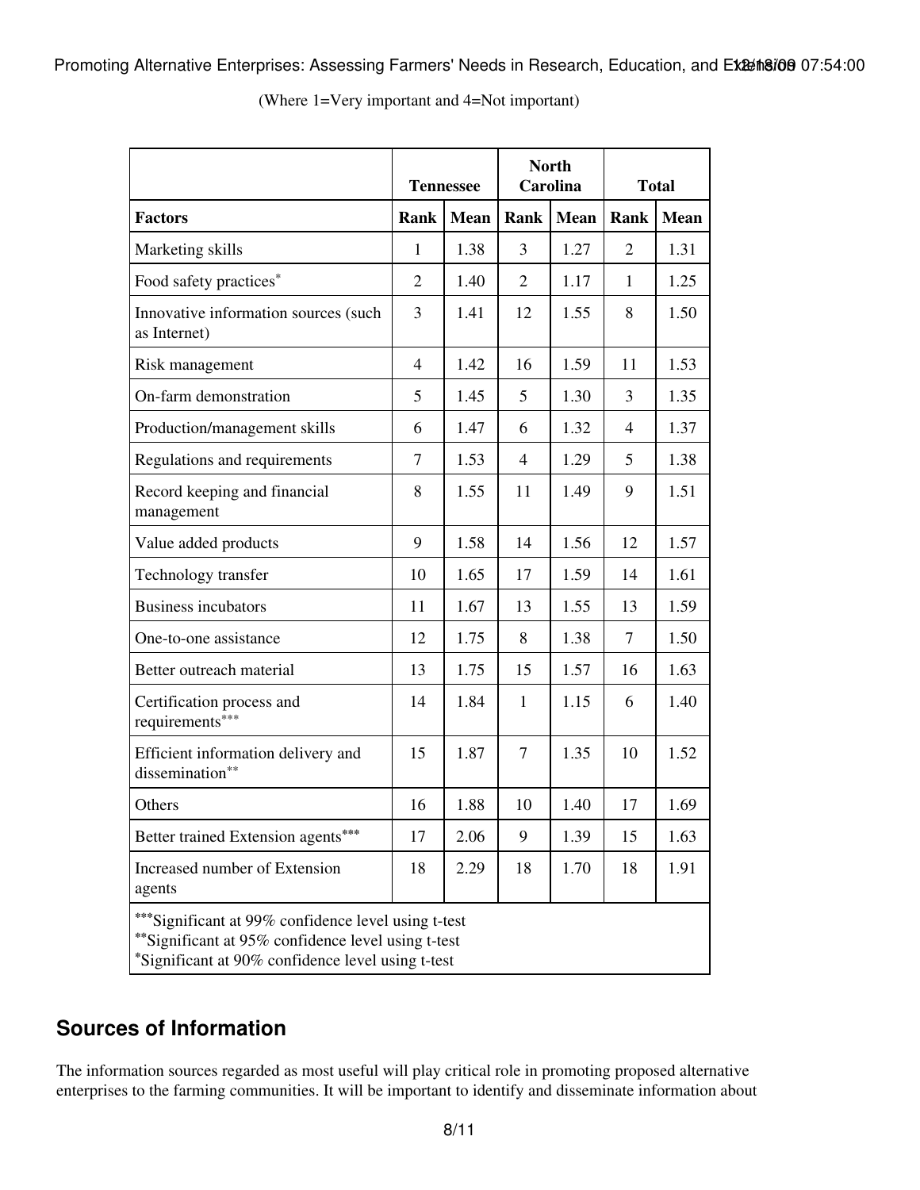(Where 1=Very important and 4=Not important)

| | Tennessee | | North Carolina | | Total | |
|---|---|---|---|---|---|---|
| **Factors** | **Rank** | **Mean** | **Rank** | **Mean** | **Rank** | **Mean** |
| Marketing skills | 1 | 1.38 | 3 | 1.27 | 2 | 1.31 |
| Food safety practices* | 2 | 1.40 | 2 | 1.17 | 1 | 1.25 |
| Innovative information sources (such as Internet) | 3 | 1.41 | 12 | 1.55 | 8 | 1.50 |
| Risk management | 4 | 1.42 | 16 | 1.59 | 11 | 1.53 |
| On-farm demonstration | 5 | 1.45 | 5 | 1.30 | 3 | 1.35 |
| Production/management skills | 6 | 1.47 | 6 | 1.32 | 4 | 1.37 |
| Regulations and requirements | 7 | 1.53 | 4 | 1.29 | 5 | 1.38 |
| Record keeping and financial management | 8 | 1.55 | 11 | 1.49 | 9 | 1.51 |
| Value added products | 9 | 1.58 | 14 | 1.56 | 12 | 1.57 |
| Technology transfer | 10 | 1.65 | 17 | 1.59 | 14 | 1.61 |
| Business incubators | 11 | 1.67 | 13 | 1.55 | 13 | 1.59 |
| One-to-one assistance | 12 | 1.75 | 8 | 1.38 | 7 | 1.50 |
| Better outreach material | 13 | 1.75 | 15 | 1.57 | 16 | 1.63 |
| Certification process and requirements*** | 14 | 1.84 | 1 | 1.15 | 6 | 1.40 |
| Efficient information delivery and dissemination** | 15 | 1.87 | 7 | 1.35 | 10 | 1.52 |
| Others | 16 | 1.88 | 10 | 1.40 | 17 | 1.69 |
| Better trained Extension agents*** | 17 | 2.06 | 9 | 1.39 | 15 | 1.63 |
| Increased number of Extension agents | 18 | 2.29 | 18 | 1.70 | 18 | 1.91 |

***Significant at 99% confidence level using t-test
**Significant at 95% confidence level using t-test
*Significant at 90% confidence level using t-test

## Sources of Information

The information sources regarded as most useful will play critical role in promoting proposed alternative enterprises to the farming communities. It will be important to identify and disseminate information about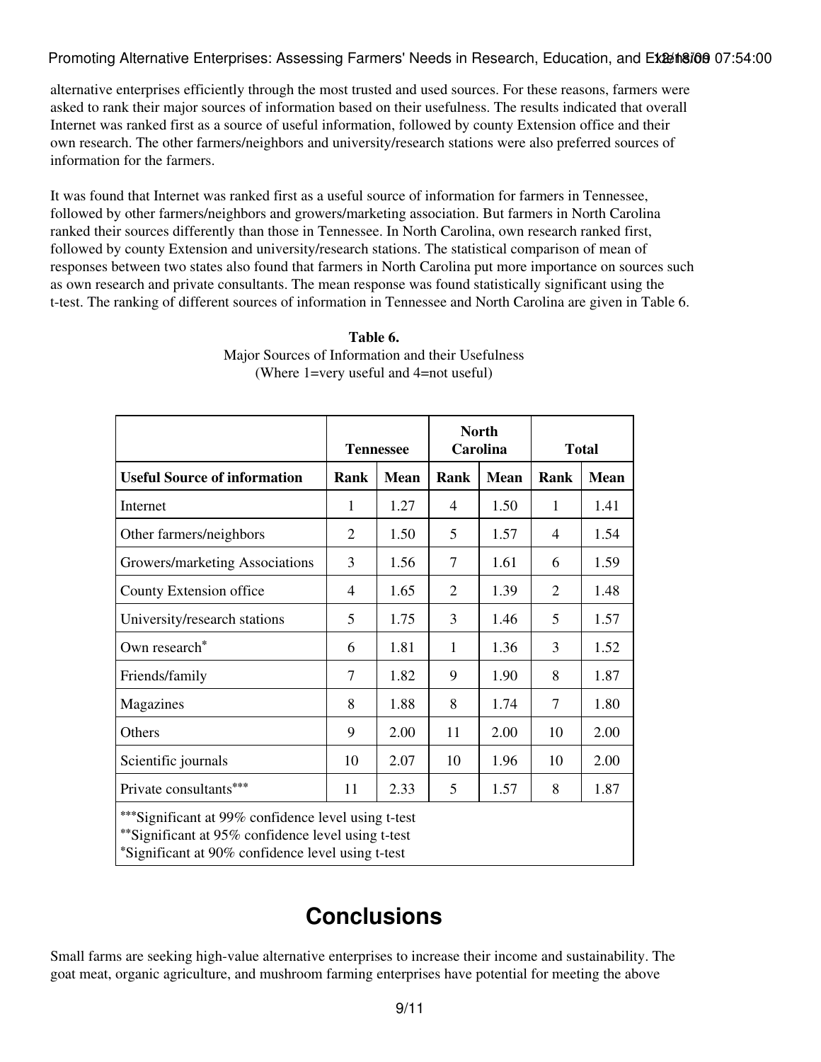alternative enterprises efficiently through the most trusted and used sources. For these reasons, farmers were asked to rank their major sources of information based on their usefulness. The results indicated that overall Internet was ranked first as a source of useful information, followed by county Extension office and their own research. The other farmers/neighbors and university/research stations were also preferred sources of information for the farmers.

It was found that Internet was ranked first as a useful source of information for farmers in Tennessee, followed by other farmers/neighbors and growers/marketing association. But farmers in North Carolina ranked their sources differently than those in Tennessee. In North Carolina, own research ranked first, followed by county Extension and university/research stations. The statistical comparison of mean of responses between two states also found that farmers in North Carolina put more importance on sources such as own research and private consultants. The mean response was found statistically significant using the t-test. The ranking of different sources of information in Tennessee and North Carolina are given in Table 6.

**Table 6.**
Major Sources of Information and their Usefulness
(Where 1=very useful and 4=not useful)

| | Tennessee | | North Carolina | | Total | |
|---|---|---|---|---|---|---|
| **Useful Source of information** | **Rank** | **Mean** | **Rank** | **Mean** | **Rank** | **Mean** |
| Internet | 1 | 1.27 | 4 | 1.50 | 1 | 1.41 |
| Other farmers/neighbors | 2 | 1.50 | 5 | 1.57 | 4 | 1.54 |
| Growers/marketing Associations | 3 | 1.56 | 7 | 1.61 | 6 | 1.59 |
| County Extension office | 4 | 1.65 | 2 | 1.39 | 2 | 1.48 |
| University/research stations | 5 | 1.75 | 3 | 1.46 | 5 | 1.57 |
| Own research* | 6 | 1.81 | 1 | 1.36 | 3 | 1.52 |
| Friends/family | 7 | 1.82 | 9 | 1.90 | 8 | 1.87 |
| Magazines | 8 | 1.88 | 8 | 1.74 | 7 | 1.80 |
| Others | 9 | 2.00 | 11 | 2.00 | 10 | 2.00 |
| Scientific journals | 10 | 2.07 | 10 | 1.96 | 10 | 2.00 |
| Private consultants*** | 11 | 2.33 | 5 | 1.57 | 8 | 1.87 |

***Significant at 99% confidence level using t-test
**Significant at 95% confidence level using t-test
*Significant at 90% confidence level using t-test

## Conclusions

Small farms are seeking high-value alternative enterprises to increase their income and sustainability. The goat meat, organic agriculture, and mushroom farming enterprises have potential for meeting the above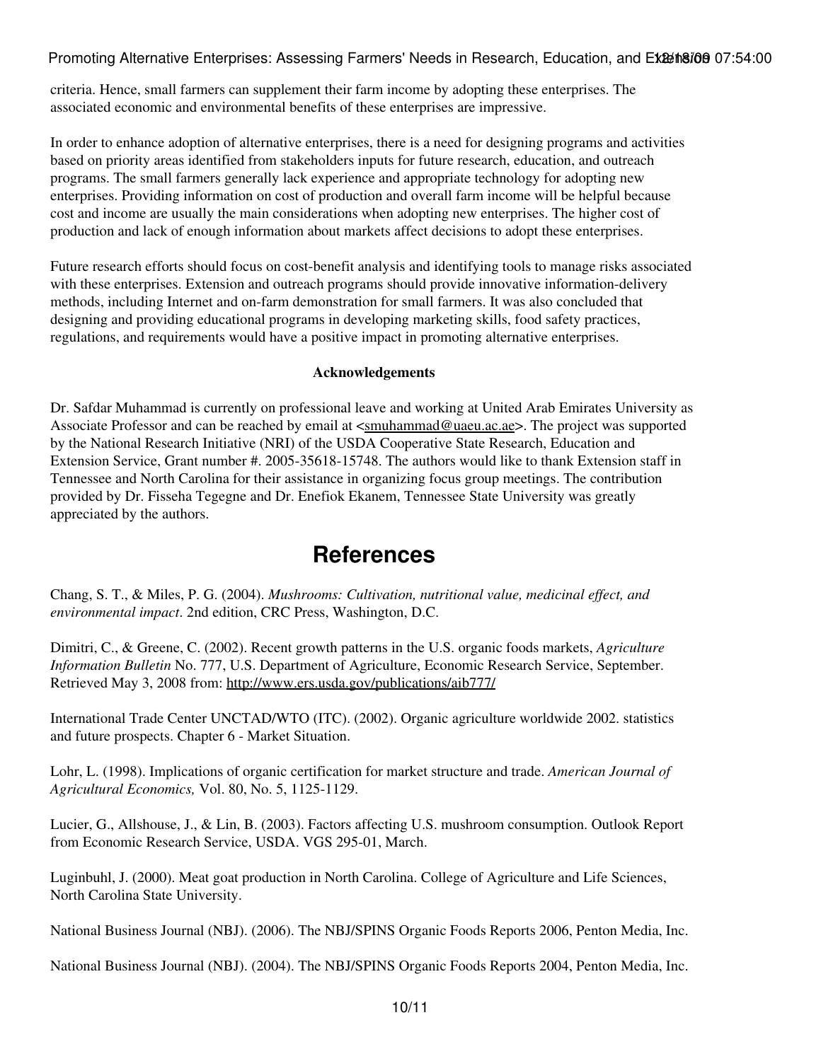criteria. Hence, small farmers can supplement their farm income by adopting these enterprises. The associated economic and environmental benefits of these enterprises are impressive.

In order to enhance adoption of alternative enterprises, there is a need for designing programs and activities based on priority areas identified from stakeholders inputs for future research, education, and outreach programs. The small farmers generally lack experience and appropriate technology for adopting new enterprises. Providing information on cost of production and overall farm income will be helpful because cost and income are usually the main considerations when adopting new enterprises. The higher cost of production and lack of enough information about markets affect decisions to adopt these enterprises.

Future research efforts should focus on cost-benefit analysis and identifying tools to manage risks associated with these enterprises. Extension and outreach programs should provide innovative information-delivery methods, including Internet and on-farm demonstration for small farmers. It was also concluded that designing and providing educational programs in developing marketing skills, food safety practices, regulations, and requirements would have a positive impact in promoting alternative enterprises.

**Acknowledgements**

Dr. Safdar Muhammad is currently on professional leave and working at United Arab Emirates University as Associate Professor and can be reached by email at <smuhammad@uaeu.ac.ae>. The project was supported by the National Research Initiative (NRI) of the USDA Cooperative State Research, Education and Extension Service, Grant number #. 2005-35618-15748. The authors would like to thank Extension staff in Tennessee and North Carolina for their assistance in organizing focus group meetings. The contribution provided by Dr. Fisseha Tegegne and Dr. Enefiok Ekanem, Tennessee State University was greatly appreciated by the authors.

## References

Chang, S. T., & Miles, P. G. (2004). *Mushrooms: Cultivation, nutritional value, medicinal effect, and environmental impact*. 2nd edition, CRC Press, Washington, D.C.

Dimitri, C., & Greene, C. (2002). Recent growth patterns in the U.S. organic foods markets, *Agriculture Information Bulletin* No. 777, U.S. Department of Agriculture, Economic Research Service, September. Retrieved May 3, 2008 from: http://www.ers.usda.gov/publications/aib777/

International Trade Center UNCTAD/WTO (ITC). (2002). Organic agriculture worldwide 2002. statistics and future prospects. Chapter 6 - Market Situation.

Lohr, L. (1998). Implications of organic certification for market structure and trade. *American Journal of Agricultural Economics,* Vol. 80, No. 5, 1125-1129.

Lucier, G., Allshouse, J., & Lin, B. (2003). Factors affecting U.S. mushroom consumption. Outlook Report from Economic Research Service, USDA. VGS 295-01, March.

Luginbuhl, J. (2000). Meat goat production in North Carolina. College of Agriculture and Life Sciences, North Carolina State University.

National Business Journal (NBJ). (2006). The NBJ/SPINS Organic Foods Reports 2006, Penton Media, Inc.

National Business Journal (NBJ). (2004). The NBJ/SPINS Organic Foods Reports 2004, Penton Media, Inc.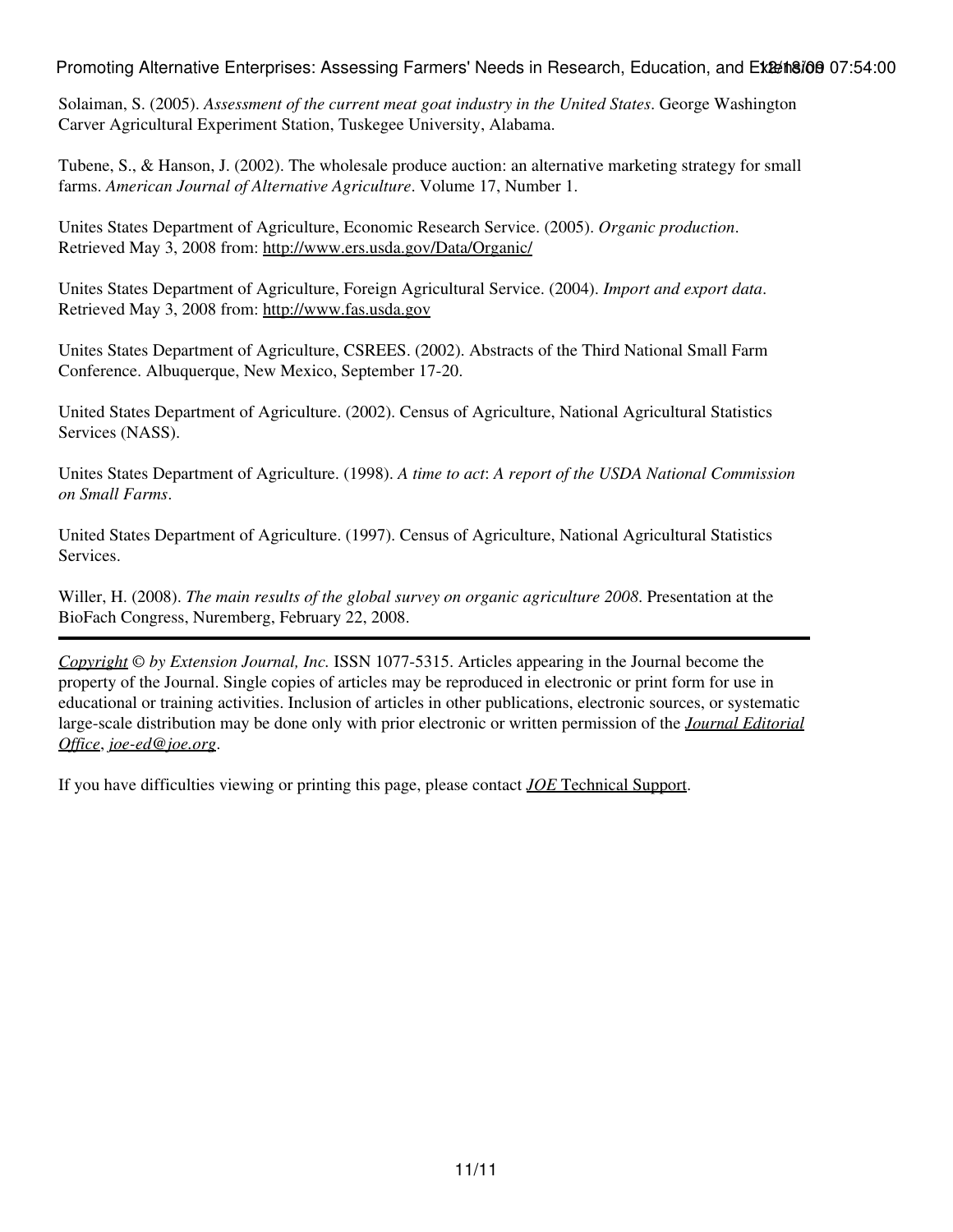Solaiman, S. (2005). *Assessment of the current meat goat industry in the United States*. George Washington Carver Agricultural Experiment Station, Tuskegee University, Alabama.

Tubene, S., & Hanson, J. (2002). The wholesale produce auction: an alternative marketing strategy for small farms. *American Journal of Alternative Agriculture*. Volume 17, Number 1.

Unites States Department of Agriculture, Economic Research Service. (2005). *Organic production*. Retrieved May 3, 2008 from: http://www.ers.usda.gov/Data/Organic/

Unites States Department of Agriculture, Foreign Agricultural Service. (2004). *Import and export data*. Retrieved May 3, 2008 from: http://www.fas.usda.gov

Unites States Department of Agriculture, CSREES. (2002). Abstracts of the Third National Small Farm Conference. Albuquerque, New Mexico, September 17-20.

United States Department of Agriculture. (2002). Census of Agriculture, National Agricultural Statistics Services (NASS).

Unites States Department of Agriculture. (1998). *A time to act*: *A report of the USDA National Commission on Small Farms*.

United States Department of Agriculture. (1997). Census of Agriculture, National Agricultural Statistics Services.

Willer, H. (2008). *The main results of the global survey on organic agriculture 2008*. Presentation at the BioFach Congress, Nuremberg, February 22, 2008.

---

*Copyright © by Extension Journal, Inc.* ISSN 1077-5315. Articles appearing in the Journal become the property of the Journal. Single copies of articles may be reproduced in electronic or print form for use in educational or training activities. Inclusion of articles in other publications, electronic sources, or systematic large-scale distribution may be done only with prior electronic or written permission of the *Journal Editorial Office*, *joe-ed@joe.org*.

If you have difficulties viewing or printing this page, please contact *JOE* Technical Support.